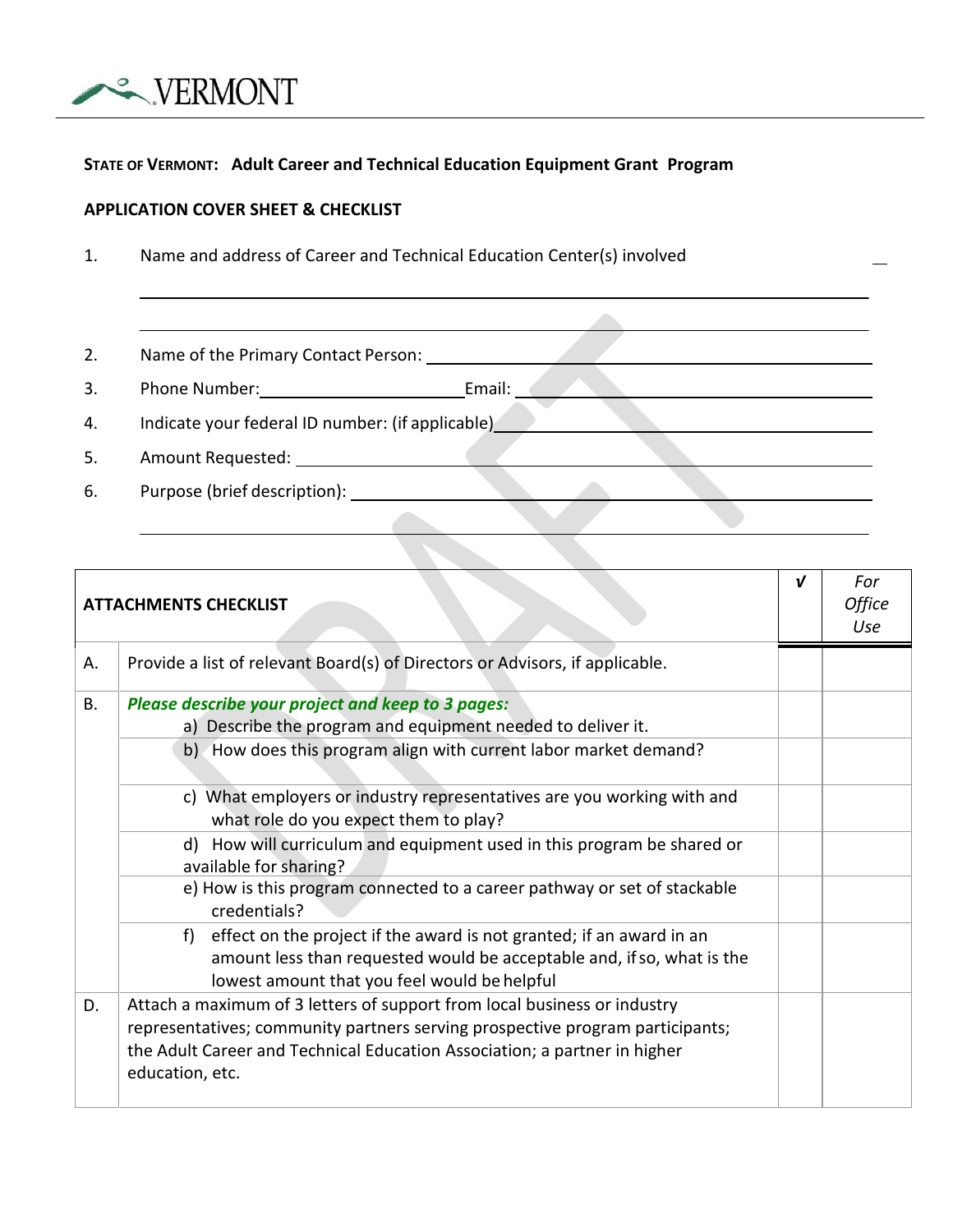VERMONT

**STATE OF VERMONT: Adult Career and Technical Education Equipment Grant Program**

**APPLICATION COVER SHEET & CHECKLIST**

1. Name and address of Career and Technical Education Center(s) involved

   ______________________________________________

   ______________________________________________

2. Name of the Primary Contact Person: ______________________________
3. Phone Number: ____________________ Email: ______________________________
4. Indicate your federal ID number: (if applicable) ______________________________
5. Amount Requested: ______________________________
6. Purpose (brief description): ______________________________

   ______________________________________________

| | **ATTACHMENTS CHECKLIST** | √ | *For Office Use* |
|---|---|---|---|
| A. | Provide a list of relevant Board(s) of Directors or Advisors, if applicable. | | |
| B. | ***Please describe your project and keep to 3 pages:*** a) Describe the program and equipment needed to deliver it. | | |
| | b) How does this program align with current labor market demand? | | |
| | c) What employers or industry representatives are you working with and what role do you expect them to play? | | |
| | d) How will curriculum and equipment used in this program be shared or available for sharing? | | |
| | e) How is this program connected to a career pathway or set of stackable credentials? | | |
| | f) effect on the project if the award is not granted; if an award in an amount less than requested would be acceptable and, if so, what is the lowest amount that you feel would be helpful | | |
| D. | Attach a maximum of 3 letters of support from local business or industry representatives; community partners serving prospective program participants; the Adult Career and Technical Education Association; a partner in higher education, etc. | | |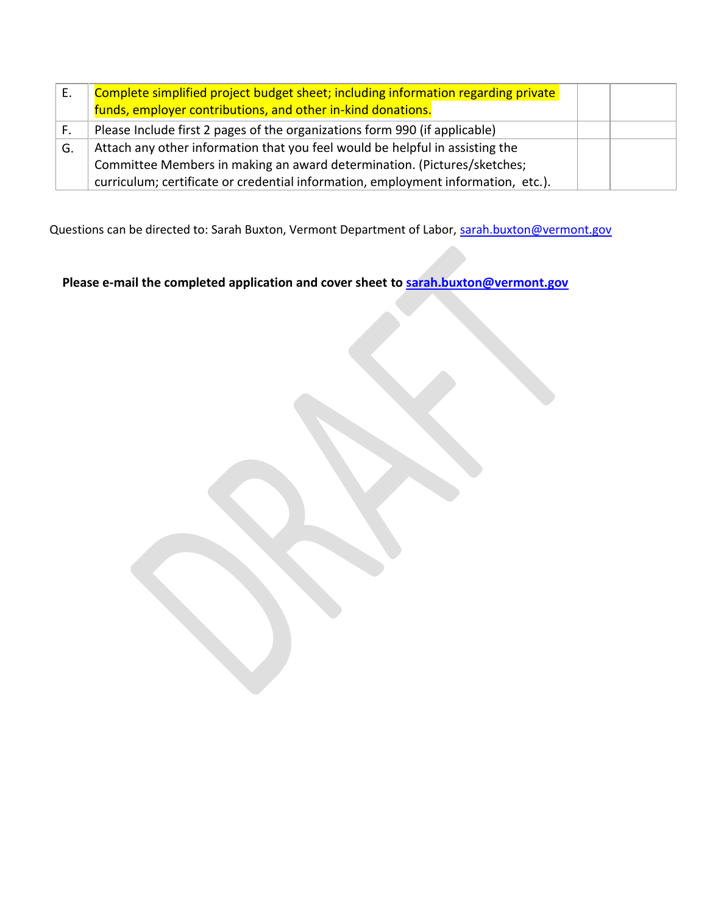| | | | |
|---|---|---|---|
| E. | Complete simplified project budget sheet; including information regarding private funds, employer contributions, and other in-kind donations. | | |
| F. | Please Include first 2 pages of the organizations form 990 (if applicable) | | |
| G. | Attach any other information that you feel would be helpful in assisting the Committee Members in making an award determination. (Pictures/sketches; curriculum; certificate or credential information, employment information, etc.). | | |

Questions can be directed to: Sarah Buxton, Vermont Department of Labor, sarah.buxton@vermont.gov

**Please e-mail the completed application and cover sheet to sarah.buxton@vermont.gov**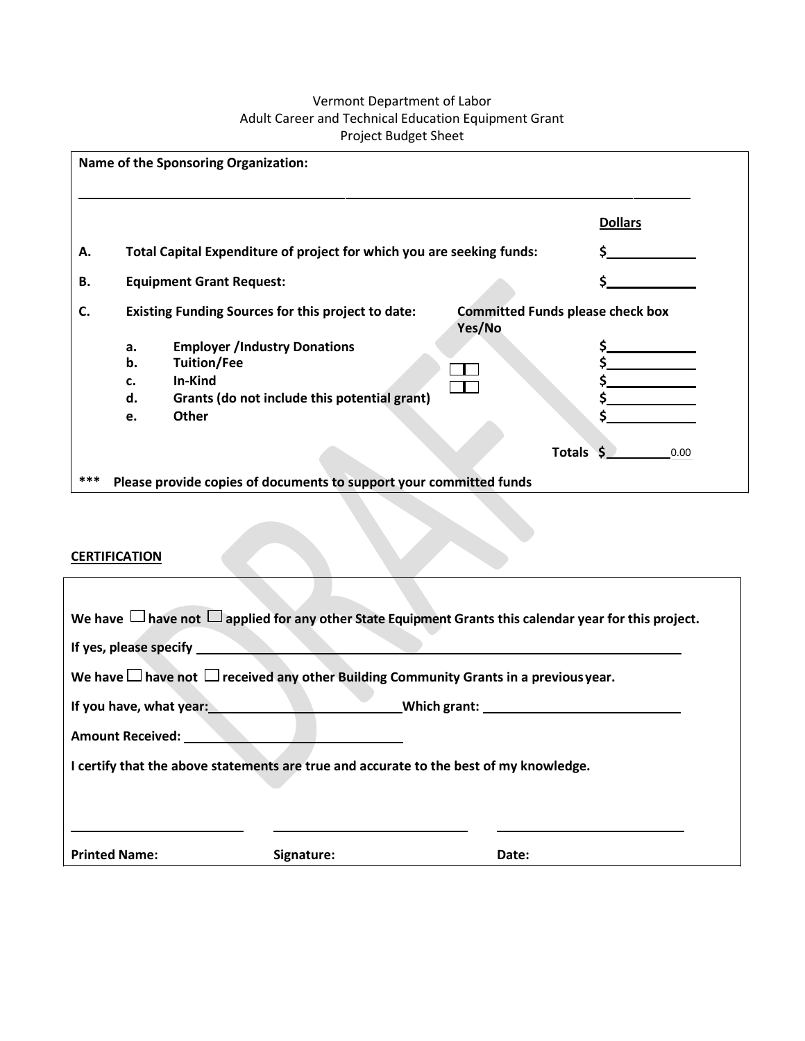Vermont Department of Labor
Adult Career and Technical Education Equipment Grant
Project Budget Sheet

**Name of the Sponsoring Organization:**

\_\_\_\_\_\_\_\_\_\_\_\_\_\_\_\_\_\_\_\_\_\_\_\_\_\_\_\_\_\_\_\_\_\_\_\_\_\_\_\_\_\_\_\_\_\_\_\_\_\_\_\_\_\_\_\_\_\_

| | | | | **Dollars** |
|---|---|---|---|---|
| **A.** | **Total Capital Expenditure of project for which you are seeking funds:** | | | **$**\_\_\_\_\_\_\_\_\_\_ |
| **B.** | **Equipment Grant Request:** | | | **$**\_\_\_\_\_\_\_\_\_\_ |
| **C.** | **Existing Funding Sources for this project to date:** | | **Committed Funds please check box Yes/No** | |
| | **a.** | **Employer /Industry Donations** | | **$**\_\_\_\_\_\_\_\_\_\_ |
| | **b.** | **Tuition/Fee** | ☐☐ | **$**\_\_\_\_\_\_\_\_\_\_ |
| | **c.** | **In-Kind** | ☐☐ | **$**\_\_\_\_\_\_\_\_\_\_ |
| | **d.** | **Grants (do not include this potential grant)** | | **$**\_\_\_\_\_\_\_\_\_\_ |
| | **e.** | **Other** | | **$**\_\_\_\_\_\_\_\_\_\_ |
| | | | **Totals** | **$** 0.00 |

**\*\*\* Please provide copies of documents to support your committed funds**

**CERTIFICATION**

**We have ☐ have not ☐ applied for any other State Equipment Grants this calendar year for this project.**

**If yes, please specify** \_\_\_\_\_\_\_\_\_\_\_\_\_\_\_\_\_\_\_\_\_\_\_\_\_\_\_\_\_\_\_\_\_\_\_\_\_\_\_\_

**We have ☐ have not ☐ received any other Building Community Grants in a previous year.**

**If you have, what year:**\_\_\_\_\_\_\_\_\_\_\_\_\_\_\_\_\_\_\_\_ **Which grant:** \_\_\_\_\_\_\_\_\_\_\_\_\_\_\_\_\_\_\_\_

**Amount Received:** \_\_\_\_\_\_\_\_\_\_\_\_\_\_\_\_\_\_\_\_

**I certify that the above statements are true and accurate to the best of my knowledge.**

| \_\_\_\_\_\_\_\_\_\_\_\_\_\_\_\_\_\_\_\_ | \_\_\_\_\_\_\_\_\_\_\_\_\_\_\_\_\_\_\_\_ | \_\_\_\_\_\_\_\_\_\_\_\_\_\_\_\_\_\_\_\_ |
|---|---|---|
| **Printed Name:** | **Signature:** | **Date:** |